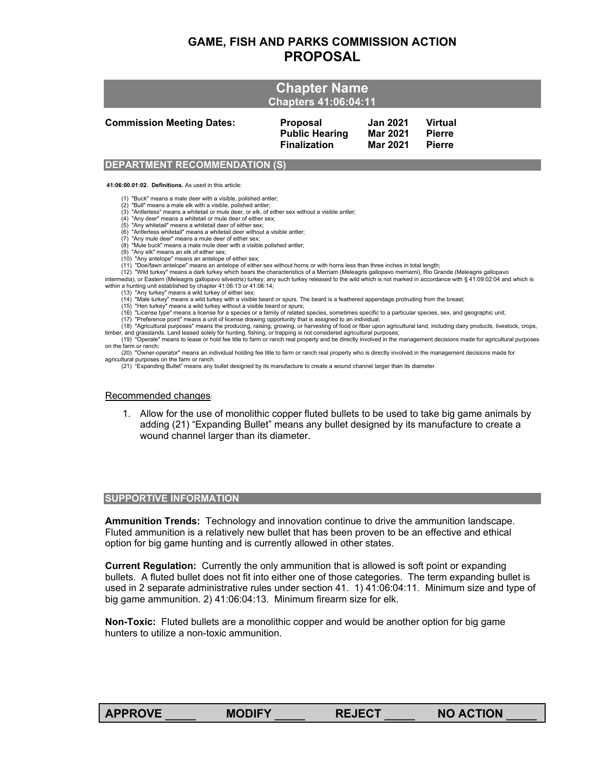# GAME, FISH AND PARKS COMMISSION ACTION
# PROPOSAL

## Chapter Name
### Chapters 41:06:04:11

| Commission Meeting Dates: | | | |
|---|---|---|---|
| | Proposal | Jan 2021 | Virtual |
| | Public Hearing | Mar 2021 | Pierre |
| | Finalization | Mar 2021 | Pierre |

### DEPARTMENT RECOMMENDATION (S)

**41:06:00.01:02. Definitions.** As used in this article:

(1) "Buck" means a male deer with a visible, polished antler;
(2) "Bull" means a male elk with a visible, polished antler;
(3) "Antlerless" means a whitetail or mule deer, or elk, of either sex without a visible antler;
(4) "Any deer" means a whitetail or mule deer of either sex;
(5) "Any whitetail" means a whitetail deer of either sex;
(6) "Antlerless whitetail" means a whitetail deer without a visible antler;
(7) "Any mule deer" means a mule deer of either sex;
(8) "Mule buck" means a male mule deer with a visible polished antler;
(9) "Any elk" means an elk of either sex;
(10) "Any antelope" means an antelope of either sex;
(11) "Doe/fawn antelope" means an antelope of either sex without horns or with horns less than three inches in total length;
(12) "Wild turkey" means a dark turkey which bears the characteristics of a Merriam (Meleagris gallopavo merriami), Rio Grande (Meleagris gallopavo intermedia), or Eastern (Meleagris gallopavo silvestris) turkey; any such turkey released to the wild which is not marked in accordance with § 41:09:02:04 and which is within a hunting unit established by chapter 41:06:13 or 41:06:14;
(13) "Any turkey" means a wild turkey of either sex;
(14) "Male turkey" means a wild turkey with a visible beard or spurs. The beard is a feathered appendage protruding from the breast;
(15) "Hen turkey" means a wild turkey without a visible beard or spurs;
(16) "License type" means a license for a species or a family of related species, sometimes specific to a particular species, sex, and geographic unit;
(17) "Preference point" means a unit of license drawing opportunity that is assigned to an individual;
(18) "Agricultural purposes" means the producing, raising, growing, or harvesting of food or fiber upon agricultural land, including dairy products, livestock, crops, timber, and grasslands. Land leased solely for hunting, fishing, or trapping is not considered agricultural purposes;
(19) "Operate" means to lease or hold fee title to farm or ranch real property and be directly involved in the management decisions made for agricultural purposes on the farm or ranch;
(20) "Owner-operator" means an individual holding fee title to farm or ranch real property who is directly involved in the management decisions made for agricultural purposes on the farm or ranch.
(21) "Expanding Bullet" means any bullet designed by its manufacture to create a wound channel larger than its diameter.

Recommended changes:

1. Allow for the use of monolithic copper fluted bullets to be used to take big game animals by adding (21) "Expanding Bullet" means any bullet designed by its manufacture to create a wound channel larger than its diameter.

### SUPPORTIVE INFORMATION

**Ammunition Trends:** Technology and innovation continue to drive the ammunition landscape. Fluted ammunition is a relatively new bullet that has been proven to be an effective and ethical option for big game hunting and is currently allowed in other states.

**Current Regulation:** Currently the only ammunition that is allowed is soft point or expanding bullets. A fluted bullet does not fit into either one of those categories. The term expanding bullet is used in 2 separate administrative rules under section 41. 1) 41:06:04:11. Minimum size and type of big game ammunition. 2) 41:06:04:13. Minimum firearm size for elk.

**Non-Toxic:** Fluted bullets are a monolithic copper and would be another option for big game hunters to utilize a non-toxic ammunition.

| APPROVE _____ | MODIFY _____ | REJECT _____ | NO ACTION _____ |
|---|---|---|---|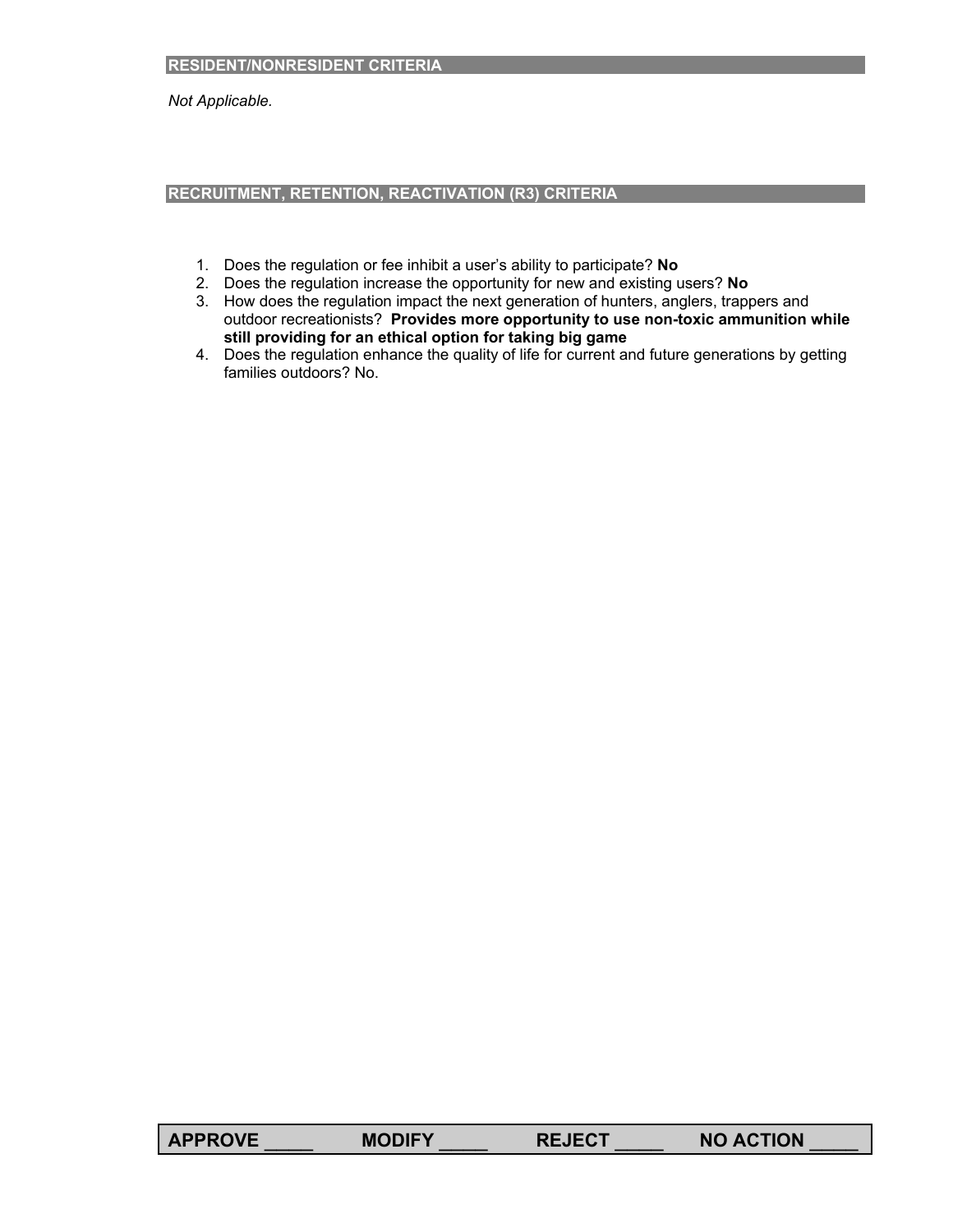## RESIDENT/NONRESIDENT CRITERIA

*Not Applicable.*

## RECRUITMENT, RETENTION, REACTIVATION (R3) CRITERIA

1. Does the regulation or fee inhibit a user's ability to participate? **No**
2. Does the regulation increase the opportunity for new and existing users? **No**
3. How does the regulation impact the next generation of hunters, anglers, trappers and outdoor recreationists? **Provides more opportunity to use non-toxic ammunition while still providing for an ethical option for taking big game**
4. Does the regulation enhance the quality of life for current and future generations by getting families outdoors? No.

| | | | |
|---|---|---|---|
| **APPROVE _____** | **MODIFY _____** | **REJECT _____** | **NO ACTION _____** |